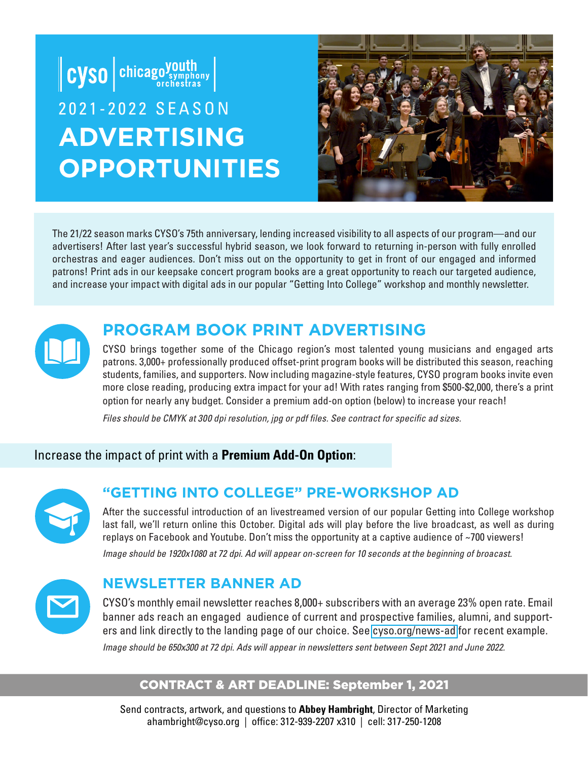cyso | chicago youth symphony orchestras

2021-2022 SEASON

# ADVERTISING OPPORTUNITIES

The 21/22 season marks CYSO's 75th anniversary, lending increased visibility to all aspects of our program—and our advertisers! After last year's successful hybrid season, we look forward to returning in-person with fully enrolled orchestras and eager audiences. Don't miss out on the opportunity to get in front of our engaged and informed patrons! Print ads in our keepsake concert program books are a great opportunity to reach our targeted audience, and increase your impact with digital ads in our popular "Getting Into College" workshop and monthly newsletter.

## PROGRAM BOOK PRINT ADVERTISING

CYSO brings together some of the Chicago region's most talented young musicians and engaged arts patrons. 3,000+ professionally produced offset-print program books will be distributed this season, reaching students, families, and supporters. Now including magazine-style features, CYSO program books invite even more close reading, producing extra impact for your ad! With rates ranging from $500-$2,000, there's a print option for nearly any budget. Consider a premium add-on option (below) to increase your reach!

*Files should be CMYK at 300 dpi resolution, jpg or pdf files. See contract for specific ad sizes.*

Increase the impact of print with a **Premium Add-On Option**:

## "GETTING INTO COLLEGE" PRE-WORKSHOP AD

After the successful introduction of an livestreamed version of our popular Getting into College workshop last fall, we'll return online this October. Digital ads will play before the live broadcast, as well as during replays on Facebook and Youtube. Don't miss the opportunity at a captive audience of ~700 viewers!

*Image should be 1920x1080 at 72 dpi. Ad will appear on-screen for 10 seconds at the beginning of broacast.*

## NEWSLETTER BANNER AD

CYSO's monthly email newsletter reaches 8,000+ subscribers with an average 23% open rate. Email banner ads reach an engaged audience of current and prospective families, alumni, and supporters and link directly to the landing page of our choice. See cyso.org/news-ad for recent example.

*Image should be 650x300 at 72 dpi. Ads will appear in newsletters sent between Sept 2021 and June 2022.*

**CONTRACT & ART DEADLINE: September 1, 2021**

Send contracts, artwork, and questions to **Abbey Hambright**, Director of Marketing
ahambright@cyso.org | office: 312-939-2207 x310 | cell: 317-250-1208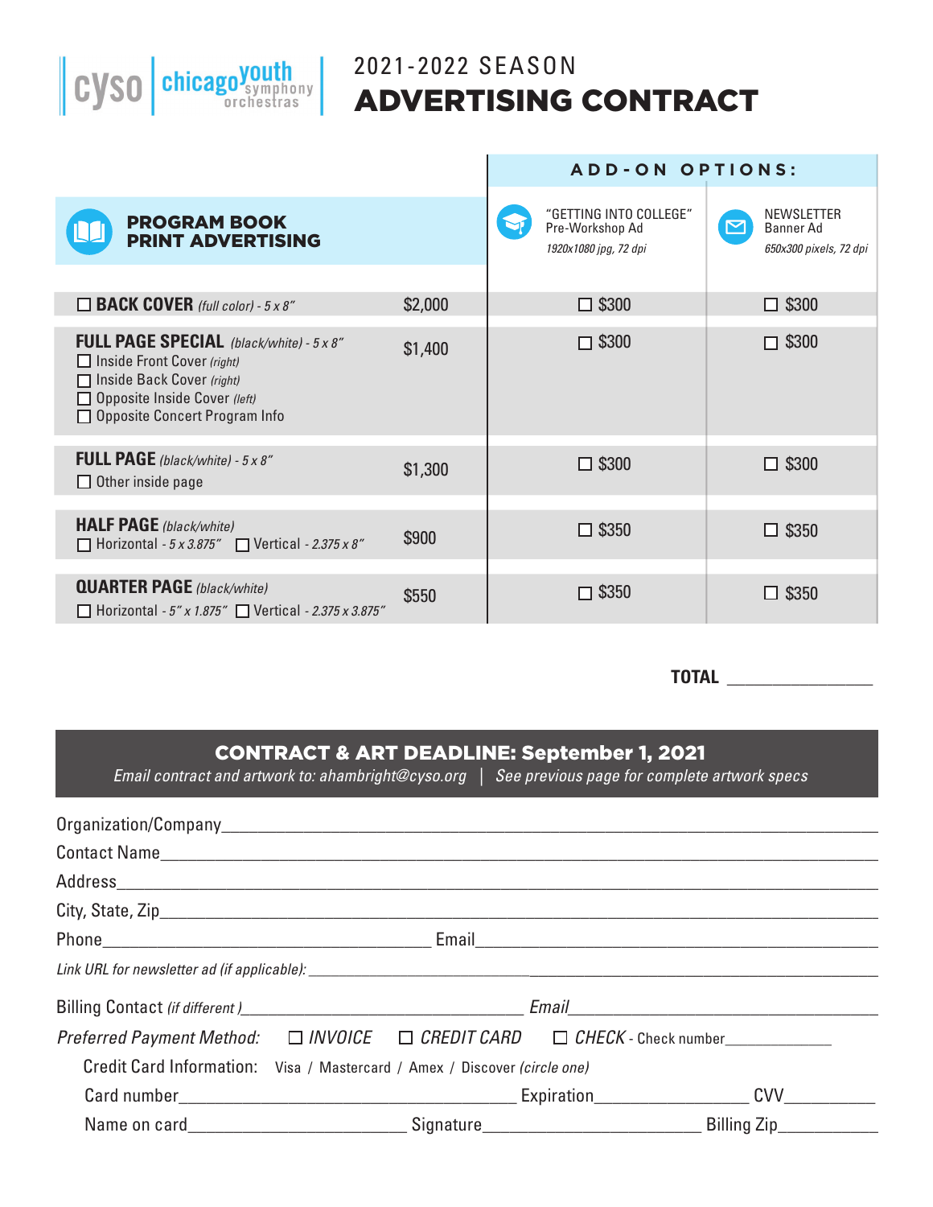cyso | chicago youth symphony orchestras

# 2021-2022 SEASON
# ADVERTISING CONTRACT

| PROGRAM BOOK PRINT ADVERTISING | | ADD-ON OPTIONS: "GETTING INTO COLLEGE" Pre-Workshop Ad *1920x1080 jpg, 72 dpi* | ADD-ON OPTIONS: NEWSLETTER Banner Ad *650x300 pixels, 72 dpi* |
|---|---|---|---|
| ☐ **BACK COVER** *(full color) - 5 x 8"* | $2,000 | ☐ $300 | ☐ $300 |
| **FULL PAGE SPECIAL** *(black/white) - 5 x 8"*<br>☐ Inside Front Cover *(right)*<br>☐ Inside Back Cover *(right)*<br>☐ Opposite Inside Cover *(left)*<br>☐ Opposite Concert Program Info | $1,400 | ☐ $300 | ☐ $300 |
| **FULL PAGE** *(black/white) - 5 x 8"*<br>☐ Other inside page | $1,300 | ☐ $300 | ☐ $300 |
| **HALF PAGE** *(black/white)*<br>☐ Horizontal - *5 x 3.875"* ☐ Vertical - *2.375 x 8"* | $900 | ☐ $350 | ☐ $350 |
| **QUARTER PAGE** *(black/white)*<br>☐ Horizontal - *5" x 1.875"* ☐ Vertical - *2.375 x 3.875"* | $550 | ☐ $350 | ☐ $350 |

**TOTAL** ________________

## CONTRACT & ART DEADLINE: September 1, 2021

*Email contract and artwork to: ahambright@cyso.org | See previous page for complete artwork specs*

Organization/Company________________________________________________

Contact Name________________________________________________

Address________________________________________________

City, State, Zip________________________________________________

Phone______________________________ Email______________________________

*Link URL for newsletter ad (if applicable):* ________________________________________________

Billing Contact *(if different)*______________________________ *Email*______________________________

*Preferred Payment Method:* ☐ *INVOICE* ☐ *CREDIT CARD* ☐ *CHECK* - Check number____________

Credit Card Information: Visa / Mastercard / Amex / Discover *(circle one)*

Card number______________________________ Expiration________________ CVV__________

Name on card______________________ Signature______________________ Billing Zip__________